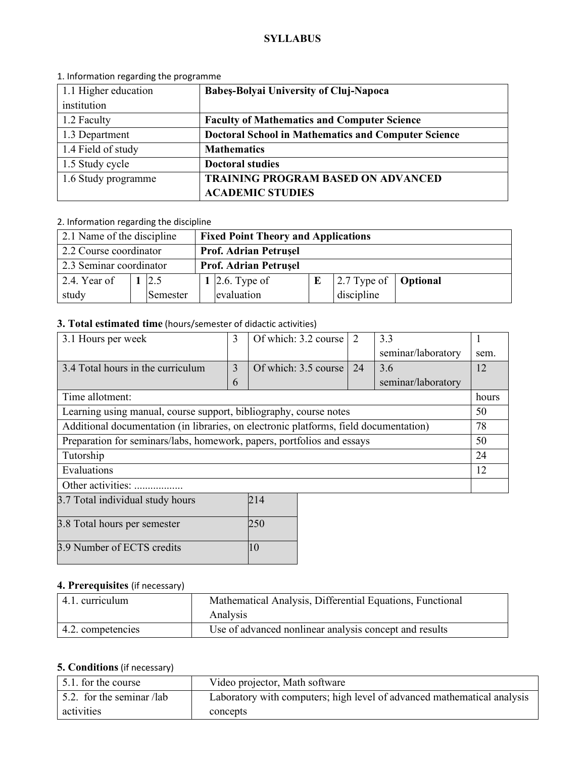# SYLLABUS

1. Information regarding the programme

| | |
|---|---|
| 1.1 Higher education institution | **Babeş-Bolyai University of Cluj-Napoca** |
| 1.2 Faculty | **Faculty of Mathematics and Computer Science** |
| 1.3 Department | **Doctoral School in Mathematics and Computer Science** |
| 1.4 Field of study | **Mathematics** |
| 1.5 Study cycle | **Doctoral studies** |
| 1.6 Study programme | **TRAINING PROGRAM BASED ON ADVANCED ACADEMIC STUDIES** |

2. Information regarding the discipline

| | | | | | | | |
|---|---|---|---|---|---|---|---|
| 2.1 Name of the discipline | **Fixed Point Theory and Applications** | | | | | | |
| 2.2 Course coordinator | **Prof. Adrian Petruşel** | | | | | | |
| 2.3 Seminar coordinator | **Prof. Adrian Petruşel** | | | | | | |
| 2.4. Year of study | **1** | 2.5 Semester | **1** | 2.6. Type of evaluation | **E** | 2.7 Type of discipline | **Optional** |

## 3. Total estimated time (hours/semester of didactic activities)

| | | | | | |
|---|---|---|---|---|---|
| 3.1 Hours per week | 3 | Of which: 3.2 course | 2 | 3.3 seminar/laboratory | 1 sem. |
| 3.4 Total hours in the curriculum | 36 | Of which: 3.5 course | 24 | 3.6 seminar/laboratory | 12 |

| Time allotment: | hours |
|---|---|
| Learning using manual, course support, bibliography, course notes | 50 |
| Additional documentation (in libraries, on electronic platforms, field documentation) | 78 |
| Preparation for seminars/labs, homework, papers, portfolios and essays | 50 |
| Tutorship | 24 |
| Evaluations | 12 |
| Other activities: .................. | |

| | |
|---|---|
| 3.7 Total individual study hours | 214 |
| 3.8 Total hours per semester | 250 |
| 3.9 Number of ECTS credits | 10 |

## 4. Prerequisites (if necessary)

| | |
|---|---|
| 4.1. curriculum | Mathematical Analysis, Differential Equations, Functional Analysis |
| 4.2. competencies | Use of advanced nonlinear analysis concept and results |

## 5. Conditions (if necessary)

| | |
|---|---|
| 5.1. for the course | Video projector, Math software |
| 5.2. for the seminar /lab activities | Laboratory with computers; high level of advanced mathematical analysis concepts |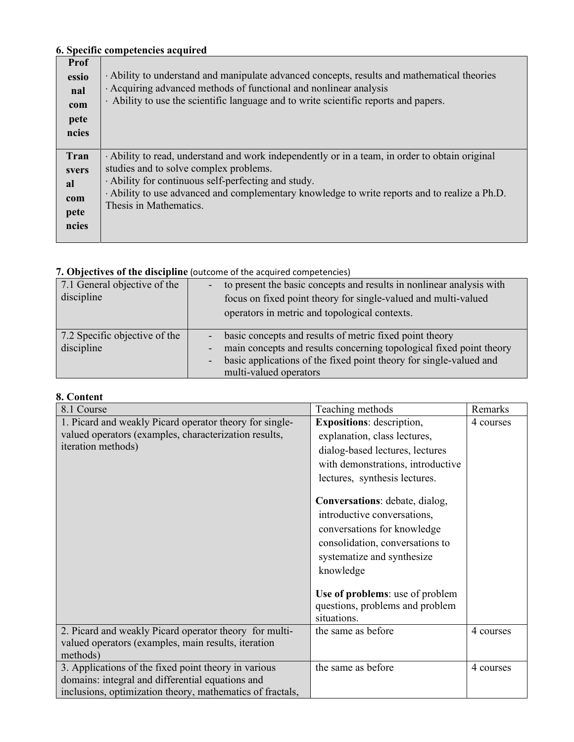**6. Specific competencies acquired**

| | |
|---|---|
| **Professional competencies** | · Ability to understand and manipulate advanced concepts, results and mathematical theories<br>· Acquiring advanced methods of functional and nonlinear analysis<br>· Ability to use the scientific language and to write scientific reports and papers. |
| **Transversal competencies** | · Ability to read, understand and work independently or in a team, in order to obtain original studies and to solve complex problems.<br>· Ability for continuous self-perfecting and study.<br>· Ability to use advanced and complementary knowledge to write reports and to realize a Ph.D. Thesis in Mathematics. |

**7. Objectives of the discipline** (outcome of the acquired competencies)

| | |
|---|---|
| 7.1 General objective of the discipline | - to present the basic concepts and results in nonlinear analysis with focus on fixed point theory for single-valued and multi-valued operators in metric and topological contexts. |
| 7.2 Specific objective of the discipline | - basic concepts and results of metric fixed point theory<br>- main concepts and results concerning topological fixed point theory<br>- basic applications of the fixed point theory for single-valued and multi-valued operators |

**8. Content**

| 8.1 Course | Teaching methods | Remarks |
|---|---|---|
| 1. Picard and weakly Picard operator theory for single-valued operators (examples, characterization results, iteration methods) | **Expositions**: description, explanation, class lectures, dialog-based lectures, lectures with demonstrations, introductive lectures, synthesis lectures.<br><br>**Conversations**: debate, dialog, introductive conversations, conversations for knowledge consolidation, conversations to systematize and synthesize knowledge<br><br>**Use of problems**: use of problem questions, problems and problem situations. | 4 courses |
| 2. Picard and weakly Picard operator theory for multi-valued operators (examples, main results, iteration methods) | the same as before | 4 courses |
| 3. Applications of the fixed point theory in various domains: integral and differential equations and inclusions, optimization theory, mathematics of fractals, | the same as before | 4 courses |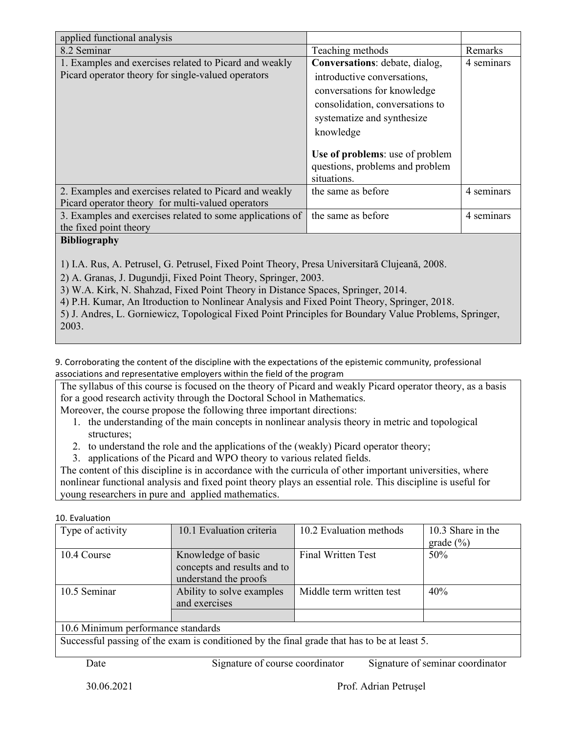| applied functional analysis | | |
|---|---|---|
| 8.2 Seminar | Teaching methods | Remarks |
| 1. Examples and exercises related to Picard and weakly Picard operator theory for single-valued operators | **Conversations**: debate, dialog, introductive conversations, conversations for knowledge consolidation, conversations to systematize and synthesize knowledge<br><br>**Use of problems**: use of problem questions, problems and problem situations. | 4 seminars |
| 2. Examples and exercises related to Picard and weakly Picard operator theory for multi-valued operators | the same as before | 4 seminars |
| 3. Examples and exercises related to some applications of the fixed point theory | the same as before | 4 seminars |

**Bibliography**

1) I.A. Rus, A. Petrusel, G. Petrusel, Fixed Point Theory, Presa Universitară Clujeană, 2008.
2) A. Granas, J. Dugundji, Fixed Point Theory, Springer, 2003.
3) W.A. Kirk, N. Shahzad, Fixed Point Theory in Distance Spaces, Springer, 2014.
4) P.H. Kumar, An Itroduction to Nonlinear Analysis and Fixed Point Theory, Springer, 2018.
5) J. Andres, L. Gorniewicz, Topological Fixed Point Principles for Boundary Value Problems, Springer, 2003.

9. Corroborating the content of the discipline with the expectations of the epistemic community, professional associations and representative employers within the field of the program

The syllabus of this course is focused on the theory of Picard and weakly Picard operator theory, as a basis for a good research activity through the Doctoral School in Mathematics.
Moreover, the course propose the following three important directions:

1. the understanding of the main concepts in nonlinear analysis theory in metric and topological structures;
2. to understand the role and the applications of the (weakly) Picard operator theory;
3. applications of the Picard and WPO theory to various related fields.

The content of this discipline is in accordance with the curricula of other important universities, where nonlinear functional analysis and fixed point theory plays an essential role. This discipline is useful for young researchers in pure and applied mathematics.

10. Evaluation

| Type of activity | 10.1 Evaluation criteria | 10.2 Evaluation methods | 10.3 Share in the grade (%) |
|---|---|---|---|
| 10.4 Course | Knowledge of basic concepts and results and to understand the proofs | Final Written Test | 50% |
| 10.5 Seminar | Ability to solve examples and exercises | Middle term written test | 40% |
| | | | |
| 10.6 Minimum performance standards | | | |
| Successful passing of the exam is conditioned by the final grade that has to be at least 5. | | | |

| Date | Signature of course coordinator | Signature of seminar coordinator |
|---|---|---|
| 30.06.2021 | | Prof. Adrian Petruşel |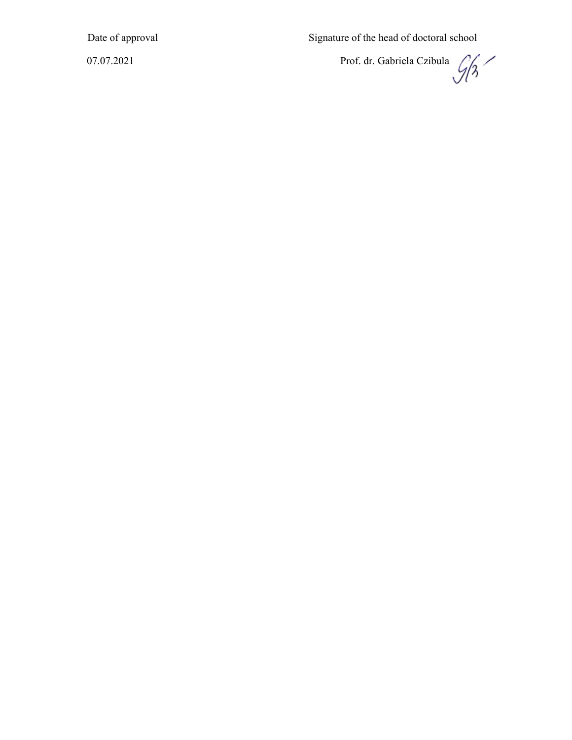| Date of approval | Signature of the head of doctoral school |
| --- | --- |
| 07.07.2021 | Prof. dr. Gabriela Czibula |